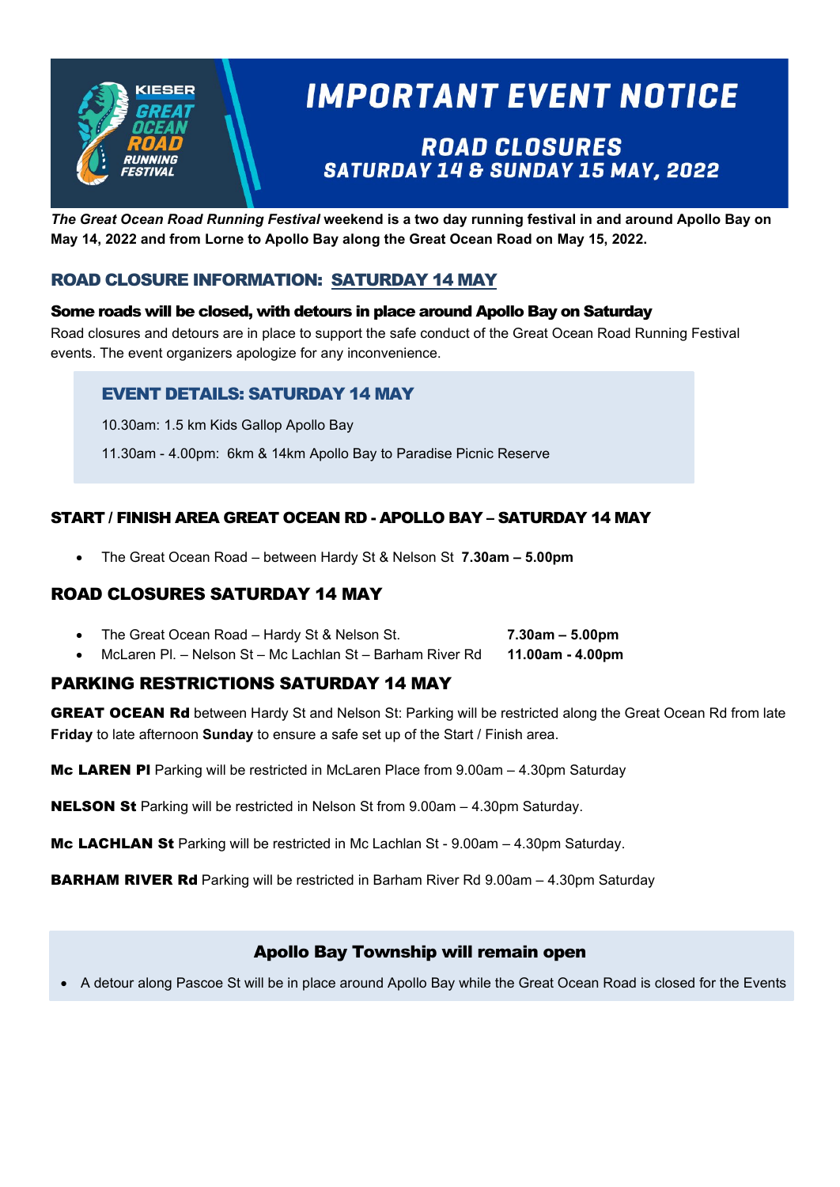KIESER GREAT OCEAN ROAD RUNNING FESTIVAL

# IMPORTANT EVENT NOTICE

## ROAD CLOSURES
## SATURDAY 14 & SUNDAY 15 MAY, 2022

***The Great Ocean Road Running Festival* weekend is a two day running festival in and around Apollo Bay on May 14, 2022 and from Lorne to Apollo Bay along the Great Ocean Road on May 15, 2022.**

## ROAD CLOSURE INFORMATION: SATURDAY 14 MAY

### Some roads will be closed, with detours in place around Apollo Bay on Saturday

Road closures and detours are in place to support the safe conduct of the Great Ocean Road Running Festival events. The event organizers apologize for any inconvenience.

### EVENT DETAILS: SATURDAY 14 MAY

10.30am: 1.5 km Kids Gallop Apollo Bay

11.30am - 4.00pm: 6km & 14km Apollo Bay to Paradise Picnic Reserve

### START / FINISH AREA GREAT OCEAN RD - APOLLO BAY – SATURDAY 14 MAY

- The Great Ocean Road – between Hardy St & Nelson St **7.30am – 5.00pm**

## ROAD CLOSURES SATURDAY 14 MAY

- The Great Ocean Road – Hardy St & Nelson St. **7.30am – 5.00pm**
- McLaren Pl. – Nelson St – Mc Lachlan St – Barham River Rd **11.00am - 4.00pm**

## PARKING RESTRICTIONS SATURDAY 14 MAY

**GREAT OCEAN Rd** between Hardy St and Nelson St: Parking will be restricted along the Great Ocean Rd from late **Friday** to late afternoon **Sunday** to ensure a safe set up of the Start / Finish area.

**Mc LAREN Pl** Parking will be restricted in McLaren Place from 9.00am – 4.30pm Saturday

**NELSON St** Parking will be restricted in Nelson St from 9.00am – 4.30pm Saturday.

**Mc LACHLAN St** Parking will be restricted in Mc Lachlan St - 9.00am – 4.30pm Saturday.

**BARHAM RIVER Rd** Parking will be restricted in Barham River Rd 9.00am – 4.30pm Saturday

### Apollo Bay Township will remain open

- A detour along Pascoe St will be in place around Apollo Bay while the Great Ocean Road is closed for the Events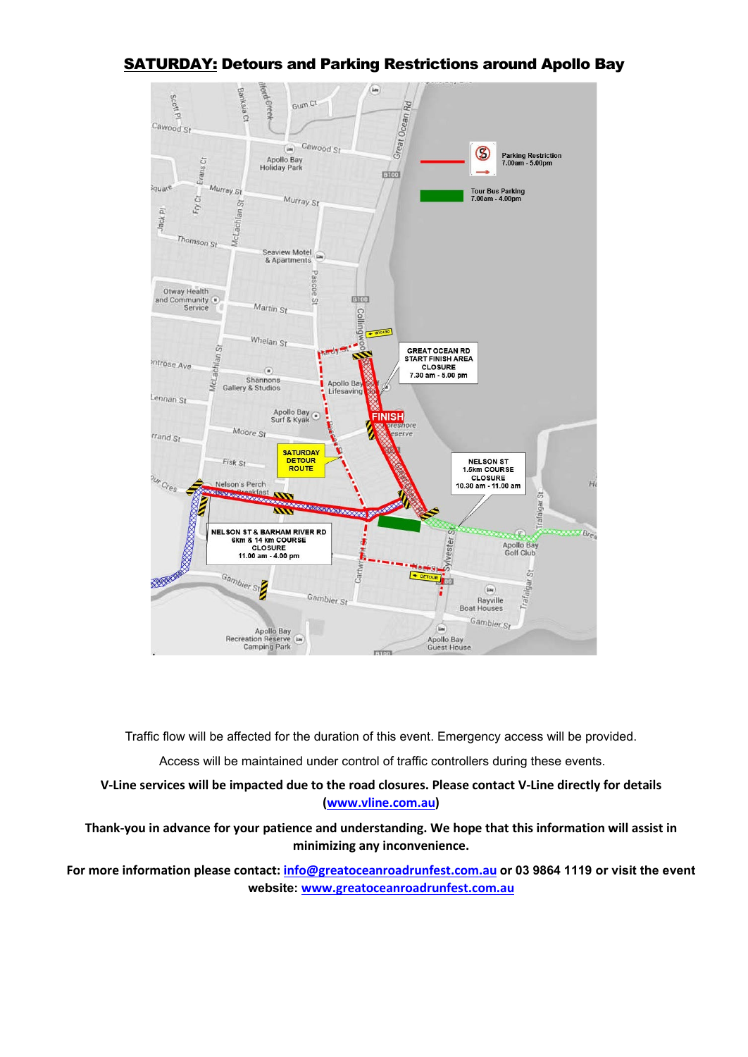# SATURDAY: Detours and Parking Restrictions around Apollo Bay

Parking Restriction 7.00am - 5.00pm

Tour Bus Parking 7.00am - 4.00pm

GREAT OCEAN RD START FINISH AREA CLOSURE 7.30 am - 5.00 pm

NELSON ST 1.5km COURSE CLOSURE 10.30 am - 11.00 am

SATURDAY DETOUR ROUTE

NELSON ST & BARHAM RIVER RD 6km & 14 km COURSE CLOSURE 11.00 am - 4.00 pm

FINISH

Traffic flow will be affected for the duration of this event. Emergency access will be provided.

Access will be maintained under control of traffic controllers during these events.

**V-Line services will be impacted due to the road closures. Please contact V-Line directly for details ([www.vline.com.au](http://www.vline.com.au))**

**Thank-you in advance for your patience and understanding. We hope that this information will assist in minimizing any inconvenience.**

**For more information please contact: [info@greatoceanroadrunfest.com.au](mailto:info@greatoceanroadrunfest.com.au) or 03 9864 1119 or visit the event website: [www.greatoceanroadrunfest.com.au](http://www.greatoceanroadrunfest.com.au)**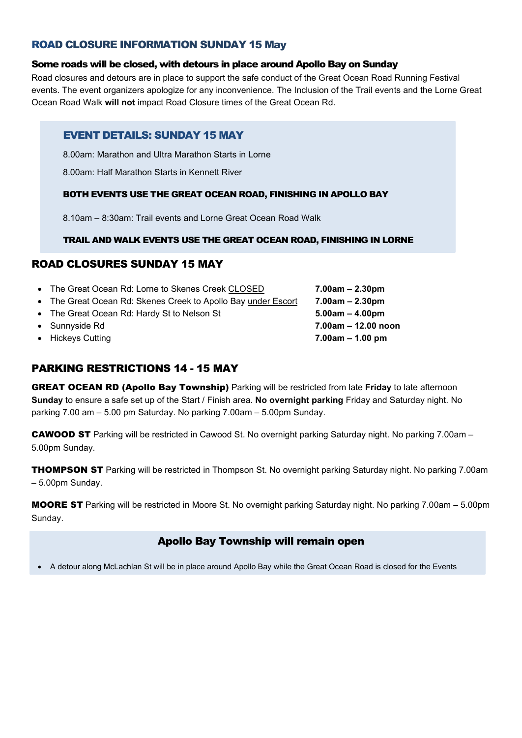## ROAD CLOSURE INFORMATION SUNDAY 15 May

### Some roads will be closed, with detours in place around Apollo Bay on Sunday

Road closures and detours are in place to support the safe conduct of the Great Ocean Road Running Festival events. The event organizers apologize for any inconvenience. The Inclusion of the Trail events and the Lorne Great Ocean Road Walk **will not** impact Road Closure times of the Great Ocean Rd.

### EVENT DETAILS: SUNDAY 15 MAY

8.00am: Marathon and Ultra Marathon Starts in Lorne

8.00am: Half Marathon Starts in Kennett River

**BOTH EVENTS USE THE GREAT OCEAN ROAD, FINISHING IN APOLLO BAY**

8.10am – 8:30am: Trail events and Lorne Great Ocean Road Walk

**TRAIL AND WALK EVENTS USE THE GREAT OCEAN ROAD, FINISHING IN LORNE**

## ROAD CLOSURES SUNDAY 15 MAY

- The Great Ocean Rd: Lorne to Skenes Creek CLOSED — **7.00am – 2.30pm**
- The Great Ocean Rd: Skenes Creek to Apollo Bay under Escort — **7.00am – 2.30pm**
- The Great Ocean Rd: Hardy St to Nelson St — **5.00am – 4.00pm**
- Sunnyside Rd — **7.00am – 12.00 noon**
- Hickeys Cutting — **7.00am – 1.00 pm**

## PARKING RESTRICTIONS 14 - 15 MAY

**GREAT OCEAN RD (Apollo Bay Township)** Parking will be restricted from late **Friday** to late afternoon **Sunday** to ensure a safe set up of the Start / Finish area. **No overnight parking** Friday and Saturday night. No parking 7.00 am – 5.00 pm Saturday. No parking 7.00am – 5.00pm Sunday.

**CAWOOD ST** Parking will be restricted in Cawood St. No overnight parking Saturday night. No parking 7.00am – 5.00pm Sunday.

**THOMPSON ST** Parking will be restricted in Thompson St. No overnight parking Saturday night. No parking 7.00am – 5.00pm Sunday.

**MOORE ST** Parking will be restricted in Moore St. No overnight parking Saturday night. No parking 7.00am – 5.00pm Sunday.

### Apollo Bay Township will remain open

- A detour along McLachlan St will be in place around Apollo Bay while the Great Ocean Road is closed for the Events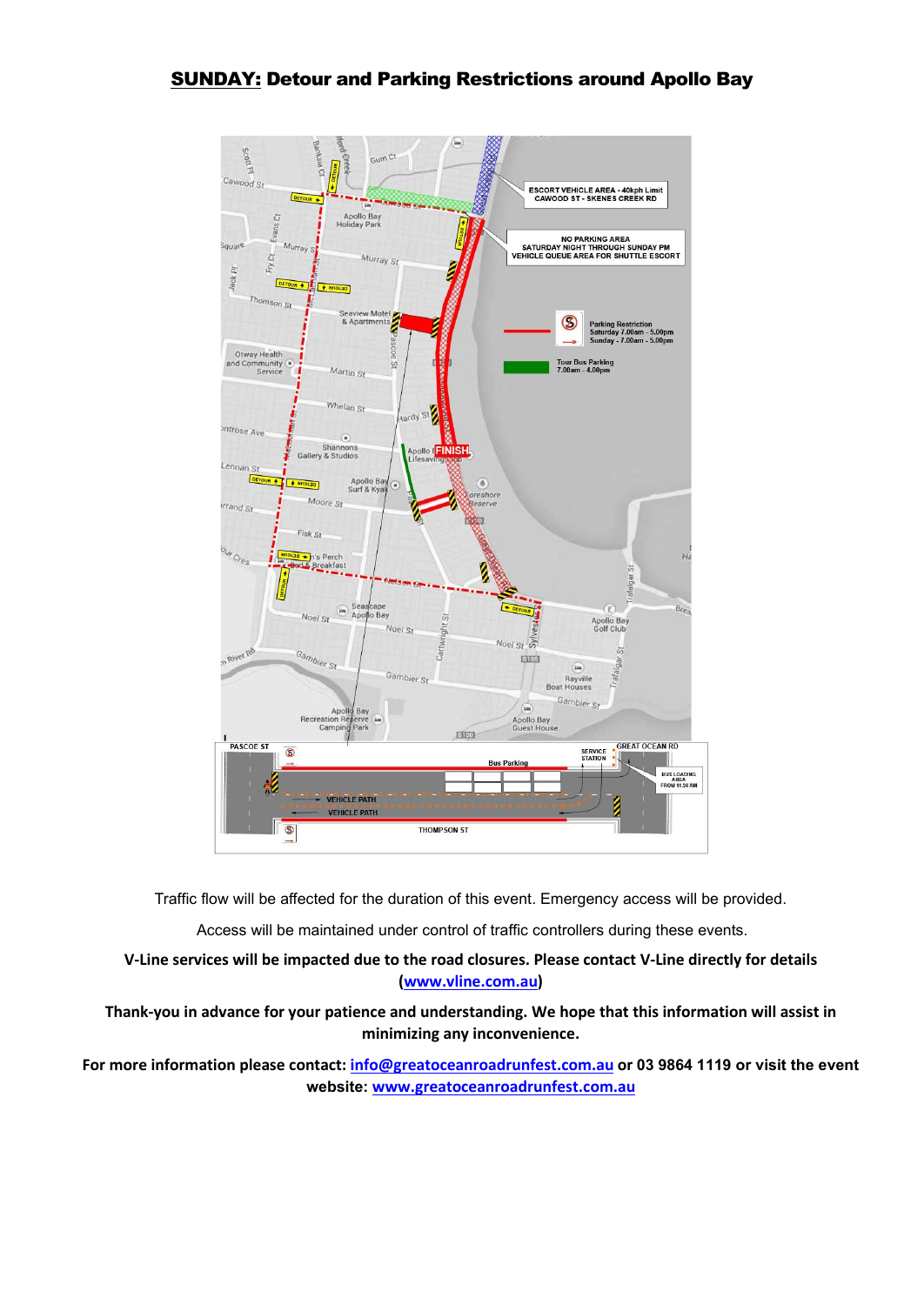## SUNDAY: Detour and Parking Restrictions around Apollo Bay

ESCORT VEHICLE AREA - 40kph Limit
CAWOOD ST - SKENES CREEK RD

NO PARKING AREA
SATURDAY NIGHT THROUGH SUNDAY PM
VEHICLE QUEUE AREA FOR SHUTTLE ESCORT

Parking Restriction
Saturday 7.00am - 5.00pm
Sunday - 7.00am - 5.00pm

Tour Bus Parking
7.00am - 4.00pm

FINISH

PASCOE ST
Bus Parking
SERVICE STATION
GREAT OCEAN RD
BUS LOADING AREA FROM 11.30 AM
VEHICLE PATH
VEHICLE PATH
THOMPSON ST

Traffic flow will be affected for the duration of this event. Emergency access will be provided.

Access will be maintained under control of traffic controllers during these events.

**V-Line services will be impacted due to the road closures. Please contact V-Line directly for details (www.vline.com.au)**

**Thank-you in advance for your patience and understanding. We hope that this information will assist in minimizing any inconvenience.**

**For more information please contact: info@greatoceanroadrunfest.com.au or 03 9864 1119 or visit the event website: www.greatoceanroadrunfest.com.au**